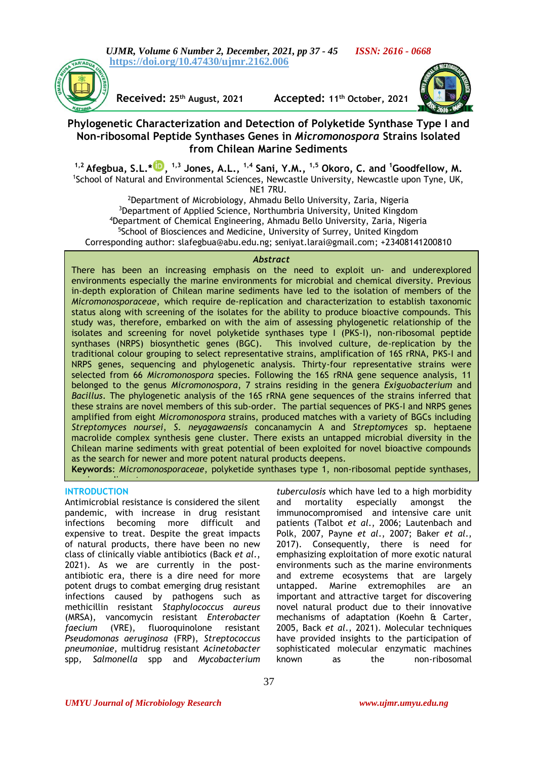https://doi.org/10.47430/ujmr.2162.006

**Received:** 25th August, 2021 **Accepted:** 11th October, 2021

# Phylogenetic Characterization and Detection of Polyketide Synthase Type I and Non-ribosomal Peptide Synthases Genes in *Micromonospora* Strains Isolated from Chilean Marine Sediments

**[1,2] Afegbua, S.L.*, [1,3] Jones, A.L., [1,4] Sani, Y.M., [1,5] Okoro, C. and [1] Goodfellow, M.**

[1]School of Natural and Environmental Sciences, Newcastle University, Newcastle upon Tyne, UK, NE1 7RU.
[2]Department of Microbiology, Ahmadu Bello University, Zaria, Nigeria
[3]Department of Applied Science, Northumbria University, United Kingdom
[4]Department of Chemical Engineering, Ahmadu Bello University, Zaria, Nigeria
[5]School of Biosciences and Medicine, University of Surrey, United Kingdom
Corresponding author: slafegbua@abu.edu.ng; seniyat.larai@gmail.com; +23408141200810

## *Abstract*

There has been an increasing emphasis on the need to exploit un- and underexplored environments especially the marine environments for microbial and chemical diversity. Previous in-depth exploration of Chilean marine sediments have led to the isolation of members of the *Micromonosporaceae*, which require de-replication and characterization to establish taxonomic status along with screening of the isolates for the ability to produce bioactive compounds. This study was, therefore, embarked on with the aim of assessing phylogenetic relationship of the isolates and screening for novel polyketide synthases type I (PKS-I), non-ribosomal peptide synthases (NRPS) biosynthetic genes (BGC). This involved culture, de-replication by the traditional colour grouping to select representative strains, amplification of 16S rRNA, PKS-I and NRPS genes, sequencing and phylogenetic analysis. Thirty-four representative strains were selected from 66 *Micromonospora* species. Following the 16S rRNA gene sequence analysis, 11 belonged to the genus *Micromonospora*, 7 strains residing in the genera *Exiguobacterium* and *Bacillus*. The phylogenetic analysis of the 16S rRNA gene sequences of the strains inferred that these strains are novel members of this sub-order. The partial sequences of PKS-I and NRPS genes amplified from eight *Micromonospora* strains, produced matches with a variety of BGCs including *Streptomyces noursei*, *S. neyagawaensis* concanamycin A and *Streptomyces* sp. heptaene macrolide complex synthesis gene cluster. There exists an untapped microbial diversity in the Chilean marine sediments with great potential of been exploited for novel bioactive compounds as the search for newer and more potent natural products deepens.

**Keywords**: *Micromonosporaceae*, polyketide synthases type 1, non-ribosomal peptide synthases,

## INTRODUCTION

Antimicrobial resistance is considered the silent pandemic, with increase in drug resistant infections becoming more difficult and expensive to treat. Despite the great impacts of natural products, there have been no new class of clinically viable antibiotics (Back *et al.*, 2021). As we are currently in the post-antibiotic era, there is a dire need for more potent drugs to combat emerging drug resistant infections caused by pathogens such as methicillin resistant *Staphylococcus aureus* (MRSA), vancomycin resistant *Enterobacter faecium* (VRE), fluoroquinolone resistant *Pseudomonas aeruginosa* (FRP), *Streptococcus pneumoniae*, multidrug resistant *Acinetobacter* spp, *Salmonella* spp and *Mycobacterium tuberculosis* which have led to a high morbidity and mortality especially amongst the immunocompromised and intensive care unit patients (Talbot *et al.*, 2006; Lautenbach and Polk, 2007, Payne *et al.*, 2007; Baker *et al.*, 2017). Consequently, there is need for emphasizing exploitation of more exotic natural environments such as the marine environments and extreme ecosystems that are largely untapped. Marine extremophiles are an important and attractive target for discovering novel natural product due to their innovative mechanisms of adaptation (Koehn & Carter, 2005, Back *et al.*, 2021). Molecular techniques have provided insights to the participation of sophisticated molecular enzymatic machines known as the non-ribosomal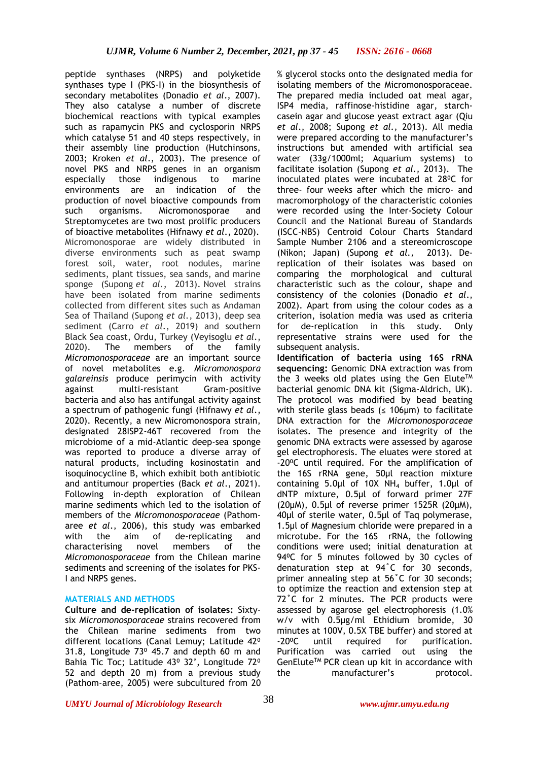peptide synthases (NRPS) and polyketide synthases type I (PKS-I) in the biosynthesis of secondary metabolites (Donadio *et al*., 2007). They also catalyse a number of discrete biochemical reactions with typical examples such as rapamycin PKS and cyclosporin NRPS which catalyse 51 and 40 steps respectively, in their assembly line production (Hutchinsons, 2003; Kroken *et al*., 2003). The presence of novel PKS and NRPS genes in an organism especially those indigenous to marine environments are an indication of the production of novel bioactive compounds from such organisms. Micromonosporae and Streptomycetes are two most prolific producers of bioactive metabolites (Hifnawy *et al*., 2020). Micromonosporae are widely distributed in diverse environments such as peat swamp forest soil, water, root nodules, marine sediments, plant tissues, sea sands, and marine sponge (Supong *et al.*, 2013). Novel strains have been isolated from marine sediments collected from different sites such as Andaman Sea of Thailand (Supong *et al*., 2013), deep sea sediment (Carro *et al.*, 2019) and southern Black Sea coast, Ordu, Turkey (Veyisoglu *et al*., 2020). The members of the family *Micromonosporaceae* are an important source of novel metabolites e.g. *Micromonospora galareinsis* produce perimycin with activity against multi-resistant Gram-positive bacteria and also has antifungal activity against a spectrum of pathogenic fungi (Hifnawy *et al*., 2020). Recently, a new Micromonospora strain, designated 28ISP2-46T recovered from the microbiome of a mid-Atlantic deep-sea sponge was reported to produce a diverse array of natural products, including kosinostatin and isoquinocycline B, which exhibit both antibiotic and antitumour properties (Back *et al*., 2021). Following in-depth exploration of Chilean marine sediments which led to the isolation of members of the *Micromonosporaceae* (Pathom-aree *et al*., 2006), this study was embarked with the aim of de-replicating and characterising novel members of the *Micromonosporaceae* from the Chilean marine sediments and screening of the isolates for PKS-I and NRPS genes.

## MATERIALS AND METHODS

**Culture and de-replication of isolates:** Sixty-six *Micromonosporaceae* strains recovered from the Chilean marine sediments from two different locations (Canal Lemuy; Latitude 42$^0$ 31.8, Longitude 73$^0$ 45.7 and depth 60 m and Bahia Tic Toc; Latitude 43$^0$ 32', Longitude 72$^0$ 52 and depth 20 m) from a previous study (Pathom-aree, 2005) were subcultured from 20 % glycerol stocks onto the designated media for isolating members of the Micromonosporaceae. The prepared media included oat meal agar, ISP4 media, raffinose-histidine agar, starch-casein agar and glucose yeast extract agar (Qiu *et al*., 2008; Supong *et al.,* 2013). All media were prepared according to the manufacturer's instructions but amended with artificial sea water (33g/1000ml; Aquarium systems) to facilitate isolation (Supong *et al.,* 2013). The inoculated plates were incubated at 28$^0$C for three- four weeks after which the micro- and macromorphology of the characteristic colonies were recorded using the Inter-Society Colour Council and the National Bureau of Standards (ISCC-NBS) Centroid Colour Charts Standard Sample Number 2106 and a stereomicroscope (Nikon; Japan) (Supong *et al.,* 2013). De-replication of their isolates was based on comparing the morphological and cultural characteristic such as the colour, shape and consistency of the colonies (Donadio *et al*., 2002). Apart from using the colour codes as a criterion, isolation media was used as criteria for de-replication in this study. Only representative strains were used for the subsequent analysis.

**Identification of bacteria using 16S rRNA sequencing:** Genomic DNA extraction was from the 3 weeks old plates using the Gen Elute™ bacterial genomic DNA kit (Sigma-Aldrich, UK). The protocol was modified by bead beating with sterile glass beads (≤ 106µm) to facilitate DNA extraction for the *Micromonosporaceae* isolates. The presence and integrity of the genomic DNA extracts were assessed by agarose gel electrophoresis. The eluates were stored at -20$^0$C until required. For the amplification of the 16S rRNA gene, 50µl reaction mixture containing 5.0µl of 10X $NH_4$ buffer, 1.0µl of dNTP mixture, 0.5µl of forward primer 27F (20µM), 0.5µl of reverse primer 1525R (20µM), 40µl of sterile water, 0.5µl of Taq polymerase, 1.5µl of Magnesium chloride were prepared in a microtube. For the 16S rRNA, the following conditions were used; initial denaturation at 94$^0$C for 5 minutes followed by 30 cycles of denaturation step at 94˚C for 30 seconds, primer annealing step at 56˚C for 30 seconds; to optimize the reaction and extension step at 72˚C for 2 minutes. The PCR products were assessed by agarose gel electrophoresis (1.0% w/v with 0.5µg/ml Ethidium bromide, 30 minutes at 100V, 0.5X TBE buffer) and stored at -20$^0$C until required for purification. Purification was carried out using the GenElute™ PCR clean up kit in accordance with the manufacturer's protocol.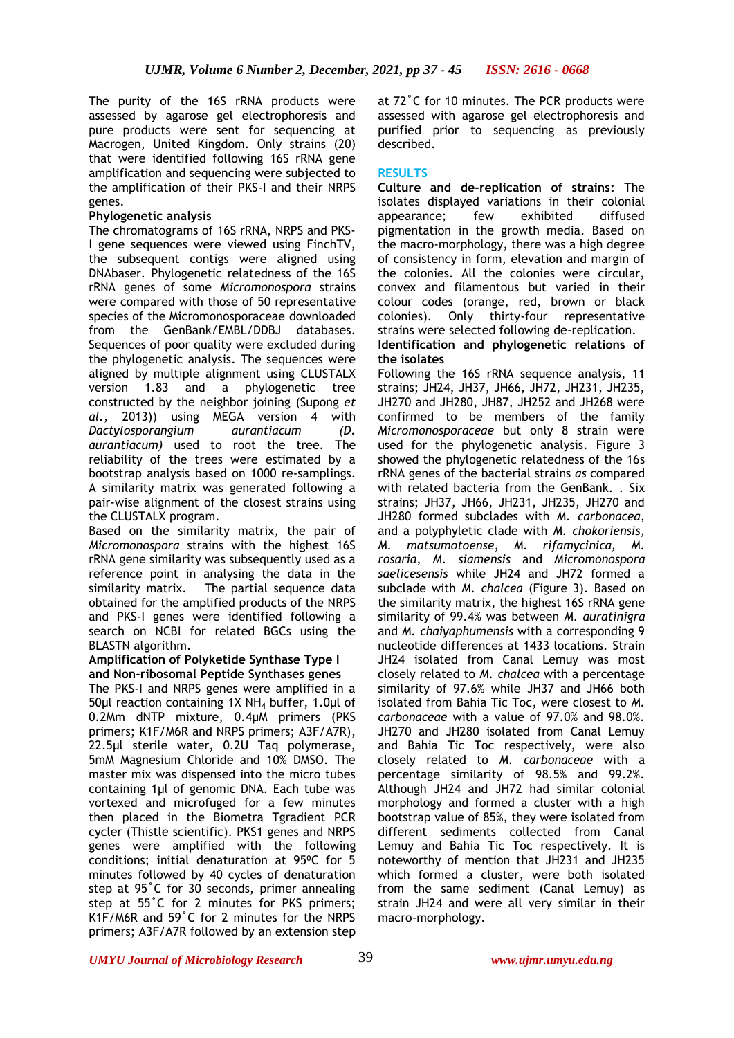The purity of the 16S rRNA products were assessed by agarose gel electrophoresis and pure products were sent for sequencing at Macrogen, United Kingdom. Only strains (20) that were identified following 16S rRNA gene amplification and sequencing were subjected to the amplification of their PKS-I and their NRPS genes.

**Phylogenetic analysis**

The chromatograms of 16S rRNA, NRPS and PKS-I gene sequences were viewed using FinchTV, the subsequent contigs were aligned using DNAbaser. Phylogenetic relatedness of the 16S rRNA genes of some *Micromonospora* strains were compared with those of 50 representative species of the Micromonosporaceae downloaded from the GenBank/EMBL/DDBJ databases. Sequences of poor quality were excluded during the phylogenetic analysis. The sequences were aligned by multiple alignment using CLUSTALX version 1.83 and a phylogenetic tree constructed by the neighbor joining (Supong *et al.,* 2013)) using MEGA version 4 with *Dactylosporangium aurantiacum (D. aurantiacum)* used to root the tree. The reliability of the trees were estimated by a bootstrap analysis based on 1000 re-samplings. A similarity matrix was generated following a pair-wise alignment of the closest strains using the CLUSTALX program.

Based on the similarity matrix, the pair of *Micromonospora* strains with the highest 16S rRNA gene similarity was subsequently used as a reference point in analysing the data in the similarity matrix. The partial sequence data obtained for the amplified products of the NRPS and PKS-I genes were identified following a search on NCBI for related BGCs using the BLASTN algorithm.

**Amplification of Polyketide Synthase Type I and Non-ribosomal Peptide Synthases genes**

The PKS-I and NRPS genes were amplified in a 50µl reaction containing 1X $NH_4$ buffer, 1.0µl of 0.2Mm dNTP mixture, 0.4µM primers (PKS primers; K1F/M6R and NRPS primers; A3F/A7R), 22.5µl sterile water, 0.2U Taq polymerase, 5mM Magnesium Chloride and 10% DMSO. The master mix was dispensed into the micro tubes containing 1µl of genomic DNA. Each tube was vortexed and microfuged for a few minutes then placed in the Biometra Tgradient PCR cycler (Thistle scientific). PKS1 genes and NRPS genes were amplified with the following conditions; initial denaturation at 95ºC for 5 minutes followed by 40 cycles of denaturation step at 95˚C for 30 seconds, primer annealing step at 55˚C for 2 minutes for PKS primers; K1F/M6R and 59˚C for 2 minutes for the NRPS primers; A3F/A7R followed by an extension step at 72˚C for 10 minutes. The PCR products were assessed with agarose gel electrophoresis and purified prior to sequencing as previously described.

## RESULTS

**Culture and de-replication of strains:** The isolates displayed variations in their colonial appearance; few exhibited diffused pigmentation in the growth media. Based on the macro-morphology, there was a high degree of consistency in form, elevation and margin of the colonies. All the colonies were circular, convex and filamentous but varied in their colour codes (orange, red, brown or black colonies). Only thirty-four representative strains were selected following de-replication.

**Identification and phylogenetic relations of the isolates**

Following the 16S rRNA sequence analysis, 11 strains; JH24, JH37, JH66, JH72, JH231, JH235, JH270 and JH280, JH87, JH252 and JH268 were confirmed to be members of the family *Micromonosporaceae* but only 8 strain were used for the phylogenetic analysis. Figure 3 showed the phylogenetic relatedness of the 16s rRNA genes of the bacterial strains *as* compared with related bacteria from the GenBank. . Six strains; JH37, JH66, JH231, JH235, JH270 and JH280 formed subclades with *M. carbonacea*, and a polyphyletic clade with *M. chokoriensis*, *M. matsumotoense, M. rifamycinica, M. rosaria, M. siamensis* and *Micromonospora saelicesensis* while JH24 and JH72 formed a subclade with *M. chalcea* (Figure 3). Based on the similarity matrix, the highest 16S rRNA gene similarity of 99.4% was between *M. auratinigra* and *M. chaiyaphumensis* with a corresponding 9 nucleotide differences at 1433 locations. Strain JH24 isolated from Canal Lemuy was most closely related to *M. chalcea* with a percentage similarity of 97.6% while JH37 and JH66 both isolated from Bahia Tic Toc, were closest to *M. carbonaceae* with a value of 97.0% and 98.0%. JH270 and JH280 isolated from Canal Lemuy and Bahia Tic Toc respectively, were also closely related to *M. carbonaceae* with a percentage similarity of 98.5% and 99.2%. Although JH24 and JH72 had similar colonial morphology and formed a cluster with a high bootstrap value of 85%, they were isolated from different sediments collected from Canal Lemuy and Bahia Tic Toc respectively. It is noteworthy of mention that JH231 and JH235 which formed a cluster, were both isolated from the same sediment (Canal Lemuy) as strain JH24 and were all very similar in their macro-morphology.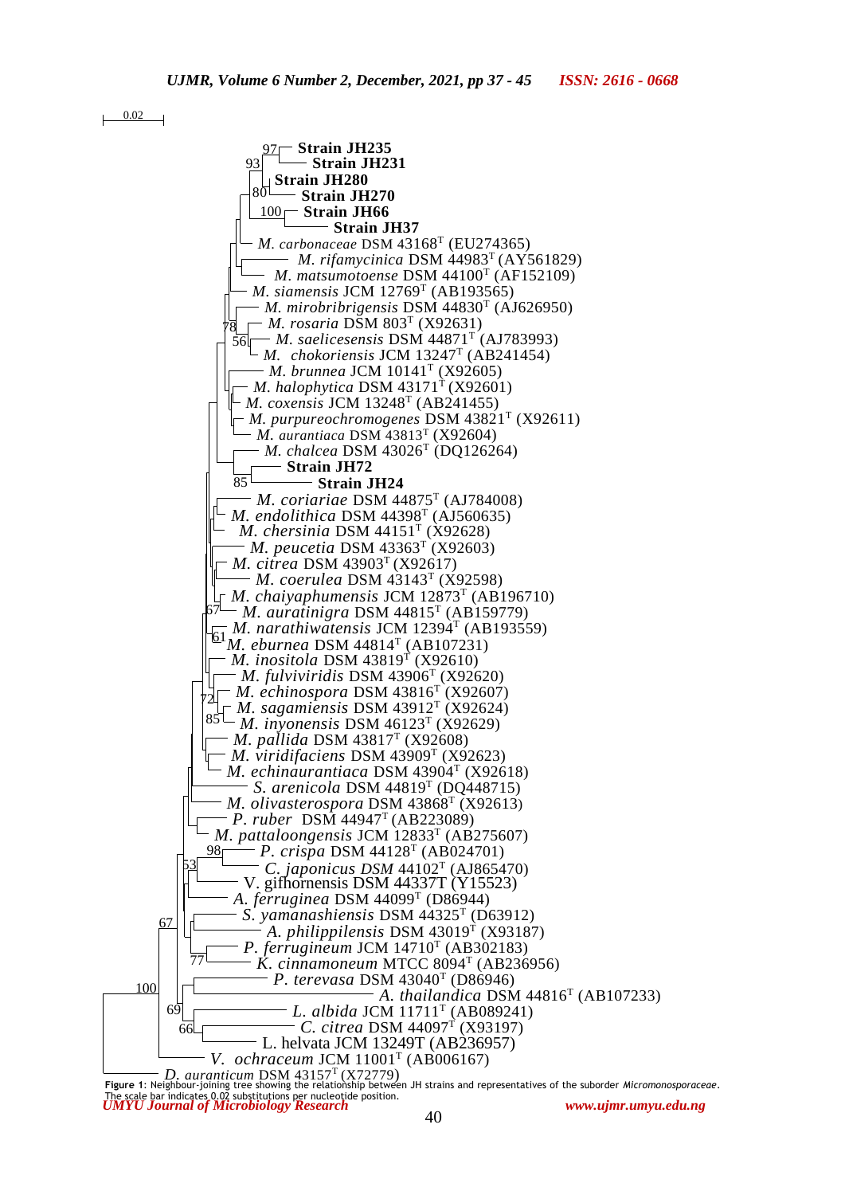0.02

Strain JH235
Strain JH231
Strain JH280
Strain JH270
Strain JH66
Strain JH37
*M. carbonaceae* DSM 43168$^T$ (EU274365)
*M. rifamycinica* DSM 44983$^T$ (AY561829)
*M. matsumotoense* DSM 44100$^T$ (AF152109)
*M. siamensis* JCM 12769$^T$ (AB193565)
*M. mirobribrigensis* DSM 44830$^T$ (AJ626950)
*M. rosaria* DSM 803$^T$ (X92631)
*M. saelicesensis* DSM 44871$^T$ (AJ783993)
*M. chokoriensis* JCM 13247$^T$ (AB241454)
*M. brunnea* JCM 10141$^T$ (X92605)
*M. halophytica* DSM 43171$^T$ (X92601)
*M. coxensis* JCM 13248$^T$ (AB241455)
*M. purpureochromogenes* DSM 43821$^T$ (X92611)
*M. aurantiaca* DSM 43813$^T$ (X92604)
*M. chalcea* DSM 43026$^T$ (DQ126264)
Strain JH72
Strain JH24
*M. coriariae* DSM 44875$^T$ (AJ784008)
*M. endolithica* DSM 44398$^T$ (AJ560635)
*M. chersinia* DSM 44151$^T$ (X92628)
*M. peucetia* DSM 43363$^T$ (X92603)
*M. citrea* DSM 43903$^T$ (X92617)
*M. coerulea* DSM 43143$^T$ (X92598)
*M. chaiyaphumensis* JCM 12873$^T$ (AB196710)
*M. auratinigra* DSM 44815$^T$ (AB159779)
*M. narathiwatensis* JCM 12394$^T$ (AB193559)
*M. eburnea* DSM 44814$^T$ (AB107231)
*M. inositola* DSM 43819$^T$ (X92610)
*M. fulviviridis* DSM 43906$^T$ (X92620)
*M. echinospora* DSM 43816$^T$ (X92607)
*M. sagamiensis* DSM 43912$^T$ (X92624)
*M. inyonensis* DSM 46123$^T$ (X92629)
*M. pallida* DSM 43817$^T$ (X92608)
*M. viridifaciens* DSM 43909$^T$ (X92623)
*M. echinaurantiaca* DSM 43904$^T$ (X92618)
*S. arenicola* DSM 44819$^T$ (DQ448715)
*M. olivasterospora* DSM 43868$^T$ (X92613)
*P. ruber* DSM 44947$^T$ (AB223089)
*M. pattaloongensis* JCM 12833$^T$ (AB275607)
*P. crispa* DSM 44128$^T$ (AB024701)
*C. japonicus DSM* 44102$^T$ (AJ865470)
V. gifhornensis DSM 44337T (Y15523)
*A. ferruginea* DSM 44099$^T$ (D86944)
*S. yamanashiensis* DSM 44325$^T$ (D63912)
*A. philippilensis* DSM 43019$^T$ (X93187)
*P. ferrugineum* JCM 14710$^T$ (AB302183)
*K. cinnamoneum* MTCC 8094$^T$ (AB236956)
*P. terevasa* DSM 43040$^T$ (D86946)
*A. thailandica* DSM 44816$^T$ (AB107233)
*L. albida* JCM 11711$^T$ (AB089241)
*C. citrea* DSM 44097$^T$ (X93197)
L. helvata JCM 13249T (AB236957)
*V. ochraceum* JCM 11001$^T$ (AB006167)
*D. auranticum* DSM 43157$^T$ (X72779)

Bootstrap values shown: 97, 93, 80, 100, 78, 56, 85, 67, 61, 72, 85, 98, 53, 67, 77, 100, 69, 66

**Figure 1**: Neighbour-joining tree showing the relationship between JH strains and representatives of the suborder *Micromonosporaceae*. The scale bar indicates 0.02 substitutions per nucleotide position.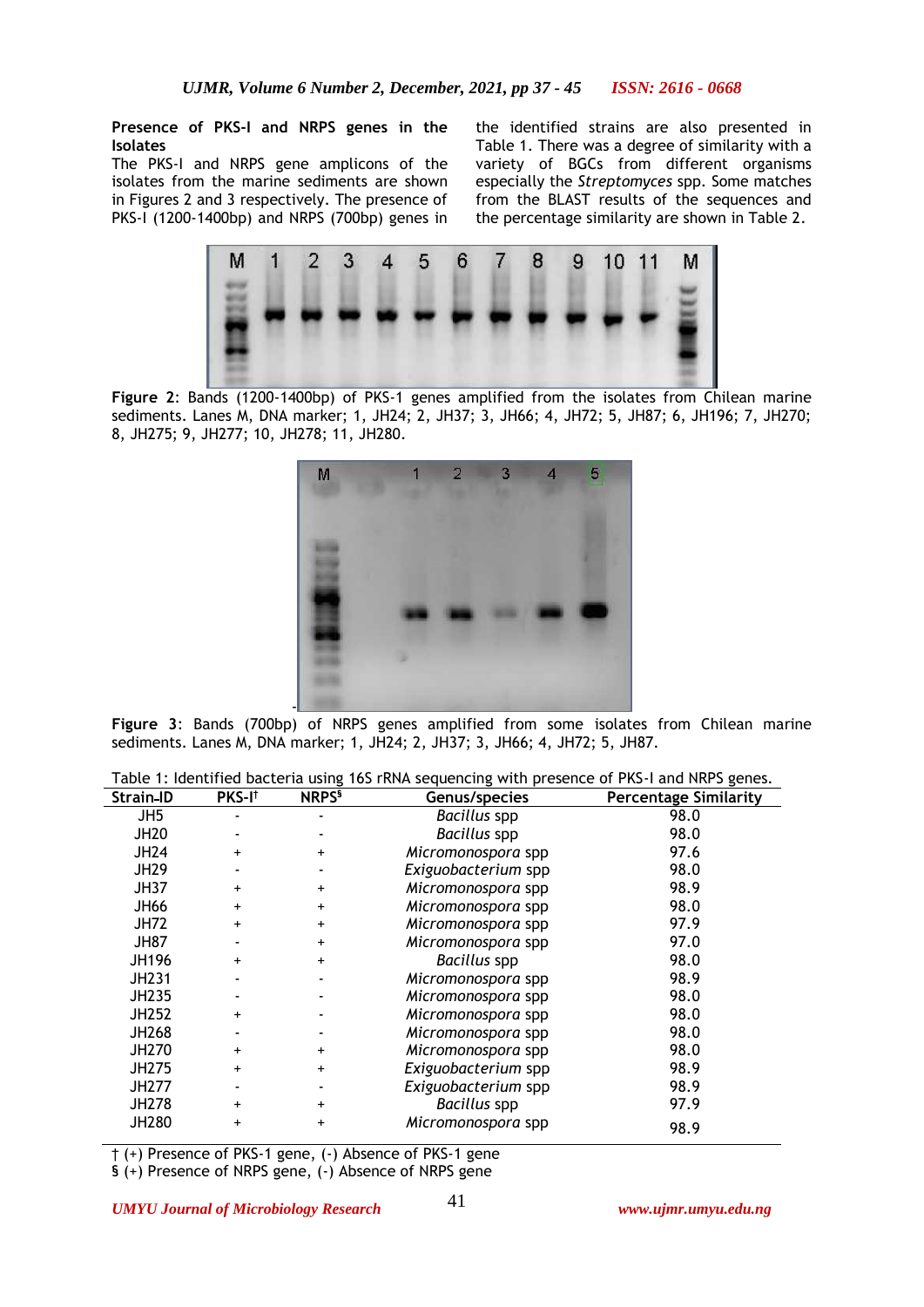**Presence of PKS-I and NRPS genes in the Isolates**

The PKS-I and NRPS gene amplicons of the isolates from the marine sediments are shown in Figures 2 and 3 respectively. The presence of PKS-I (1200-1400bp) and NRPS (700bp) genes in the identified strains are also presented in Table 1. There was a degree of similarity with a variety of BGCs from different organisms especially the *Streptomyces* spp. Some matches from the BLAST results of the sequences and the percentage similarity are shown in Table 2.

**Figure 2**: Bands (1200-1400bp) of PKS-1 genes amplified from the isolates from Chilean marine sediments. Lanes M, DNA marker; 1, JH24; 2, JH37; 3, JH66; 4, JH72; 5, JH87; 6, JH196; 7, JH270; 8, JH275; 9, JH277; 10, JH278; 11, JH280.

**Figure 3**: Bands (700bp) of NRPS genes amplified from some isolates from Chilean marine sediments. Lanes M, DNA marker; 1, JH24; 2, JH37; 3, JH66; 4, JH72; 5, JH87.

Table 1: Identified bacteria using 16S rRNA sequencing with presence of PKS-I and NRPS genes.

| Strain-ID | PKS-I† | NRPS§ | Genus/species | Percentage Similarity |
|---|---|---|---|---|
| JH5 | - | - | *Bacillus* spp | 98.0 |
| JH20 | - | - | *Bacillus* spp | 98.0 |
| JH24 | + | + | *Micromonospora* spp | 97.6 |
| JH29 | - | - | *Exiguobacterium* spp | 98.0 |
| JH37 | + | + | *Micromonospora* spp | 98.9 |
| JH66 | + | + | *Micromonospora* spp | 98.0 |
| JH72 | + | + | *Micromonospora* spp | 97.9 |
| JH87 | - | + | *Micromonospora* spp | 97.0 |
| JH196 | + | + | *Bacillus* spp | 98.0 |
| JH231 | - | - | *Micromonospora* spp | 98.9 |
| JH235 | - | - | *Micromonospora* spp | 98.0 |
| JH252 | + | - | *Micromonospora* spp | 98.0 |
| JH268 | - | - | *Micromonospora* spp | 98.0 |
| JH270 | + | + | *Micromonospora* spp | 98.0 |
| JH275 | + | + | *Exiguobacterium* spp | 98.9 |
| JH277 | - | - | *Exiguobacterium* spp | 98.9 |
| JH278 | + | + | *Bacillus* spp | 97.9 |
| JH280 | + | + | *Micromonospora* spp | 98.9 |

† (+) Presence of PKS-1 gene, (-) Absence of PKS-1 gene
§ (+) Presence of NRPS gene, (-) Absence of NRPS gene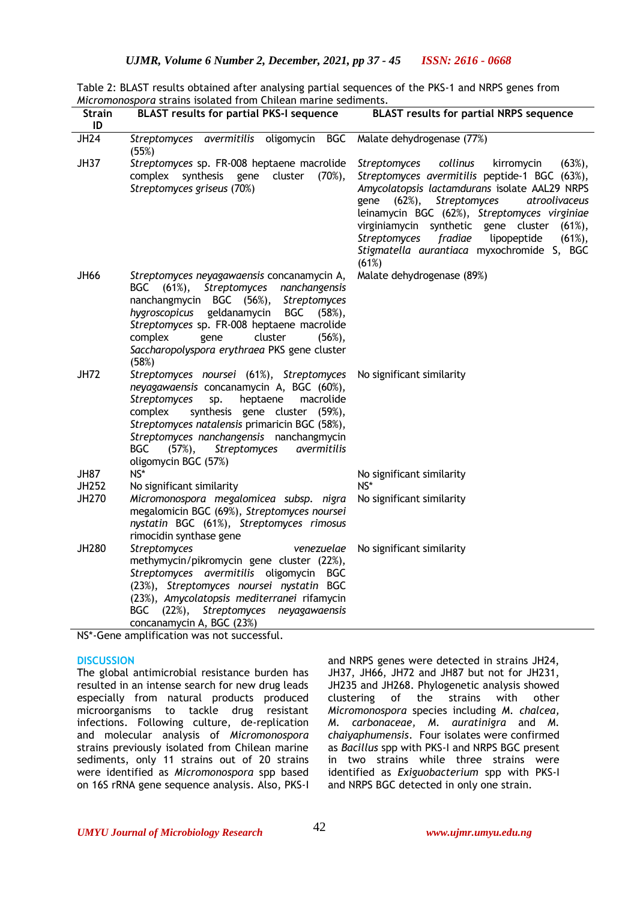Table 2: BLAST results obtained after analysing partial sequences of the PKS-1 and NRPS genes from *Micromonospora* strains isolated from Chilean marine sediments.

| Strain ID | BLAST results for partial PKS-I sequence | BLAST results for partial NRPS sequence |
|---|---|---|
| JH24 | *Streptomyces avermitilis* oligomycin BGC (55%) | Malate dehydrogenase (77%) |
| JH37 | *Streptomyces* sp. FR-008 heptaene macrolide complex synthesis gene cluster (70%), *Streptomyces griseus* (70%) | *Streptomyces collinus* kirromycin (63%), *Streptomyces avermitilis* peptide-1 BGC (63%), *Amycolatopsis lactamdurans* isolate AAL29 NRPS gene (62%), *Streptomyces atroolivaceus* leinamycin BGC (62%), *Streptomyces virginiae* virginiamycin synthetic gene cluster (61%), *Streptomyces fradiae* lipopeptide (61%), *Stigmatella aurantiaca* myxochromide S, BGC (61%) |
| JH66 | *Streptomyces neyagawaensis* concanamycin A, BGC (61%), *Streptomyces nanchangensis* nanchangmycin BGC (56%), *Streptomyces hygroscopicus* geldanamycin BGC (58%), *Streptomyces* sp. FR-008 heptaene macrolide complex gene cluster (56%), *Saccharopolyspora erythraea* PKS gene cluster (58%) | Malate dehydrogenase (89%) |
| JH72 | *Streptomyces noursei* (61%), *Streptomyces neyagawaensis* concanamycin A, BGC (60%), *Streptomyces* sp. heptaene macrolide complex synthesis gene cluster (59%), *Streptomyces natalensis* primaricin BGC (58%), *Streptomyces nanchangensis* nanchangmycin BGC (57%), *Streptomyces avermitilis* oligomycin BGC (57%) | No significant similarity |
| JH87 | NS* | No significant similarity |
| JH252 | No significant similarity | NS* |
| JH270 | *Micromonospora megalomicea subsp. nigra* megalomicin BGC (69%), *Streptomyces noursei nystatin* BGC (61%), *Streptomyces rimosus* rimocidin synthase gene | No significant similarity |
| JH280 | *Streptomyces venezuelae* methymycin/pikromycin gene cluster (22%), *Streptomyces avermitilis* oligomycin BGC (23%), *Streptomyces noursei nystatin* BGC (23%), *Amycolatopsis mediterranei* rifamycin BGC (22%), *Streptomyces neyagawaensis* concanamycin A, BGC (23%) | No significant similarity |

NS*-Gene amplification was not successful.

## DISCUSSION

The global antimicrobial resistance burden has resulted in an intense search for new drug leads especially from natural products produced microorganisms to tackle drug resistant infections. Following culture, de-replication and molecular analysis of *Micromonospora* strains previously isolated from Chilean marine sediments, only 11 strains out of 20 strains were identified as *Micromonospora* spp based on 16S rRNA gene sequence analysis. Also, PKS-I and NRPS genes were detected in strains JH24, JH37, JH66, JH72 and JH87 but not for JH231, JH235 and JH268. Phylogenetic analysis showed clustering of the strains with other *Micromonospora* species including *M. chalcea*, *M. carbonaceae*, *M. auratinigra* and *M. chaiyaphumensis*. Four isolates were confirmed as *Bacillus* spp with PKS-I and NRPS BGC present in two strains while three strains were identified as *Exiguobacterium* spp with PKS-I and NRPS BGC detected in only one strain.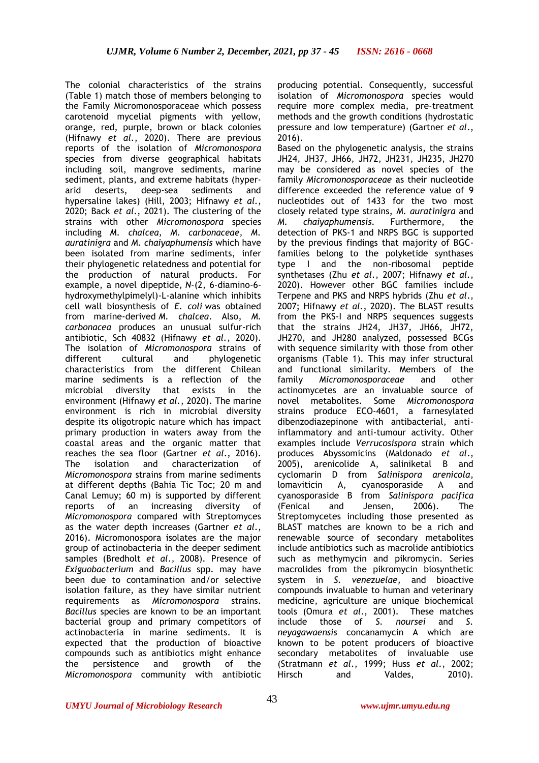The colonial characteristics of the strains (Table 1) match those of members belonging to the Family Micromonosporaceae which possess carotenoid mycelial pigments with yellow, orange, red, purple, brown or black colonies (Hifnawy *et al.*, 2020). There are previous reports of the isolation of *Micromonospora* species from diverse geographical habitats including soil, mangrove sediments, marine sediment, plants, and extreme habitats (hyper-arid deserts, deep-sea sediments and hypersaline lakes) (Hill, 2003; Hifnawy *et al.*, 2020; Back *et al.*, 2021). The clustering of the strains with other *Micromonospora* species including *M. chalcea*, *M. carbonaceae*, *M. auratinigra* and *M. chaiyaphumensis* which have been isolated from marine sediments, infer their phylogenetic relatedness and potential for the production of natural products. For example, a novel dipeptide, *N*-(2, 6-diamino-6-hydroxymethylpimelyl)-L-alanine which inhibits cell wall biosynthesis of *E. coli* was obtained from marine-derived *M. chalcea*. Also, *M. carbonacea* produces an unusual sulfur-rich antibiotic, Sch 40832 (Hifnawy *et al.*, 2020). The isolation of *Micromonospora* strains of different cultural and phylogenetic characteristics from the different Chilean marine sediments is a reflection of the microbial diversity that exists in the environment (Hifnawy *et al.*, 2020). The marine environment is rich in microbial diversity despite its oligotropic nature which has impact primary production in waters away from the coastal areas and the organic matter that reaches the sea floor (Gartner *et al.*, 2016). The isolation and characterization of *Micromonospora* strains from marine sediments at different depths (Bahia Tic Toc; 20 m and Canal Lemuy; 60 m) is supported by different reports of an increasing diversity of *Micromonospora* compared with Streptomyces as the water depth increases (Gartner *et al.*, 2016). Micromonospora isolates are the major group of actinobacteria in the deeper sediment samples (Bredholt *et al.*, 2008). Presence of *Exiguobacterium* and *Bacillus* spp. may have been due to contamination and/or selective isolation failure, as they have similar nutrient requirements as *Micromonospora* strains. *Bacillus* species are known to be an important bacterial group and primary competitors of actinobacteria in marine sediments. It is expected that the production of bioactive compounds such as antibiotics might enhance the persistence and growth of the *Micromonospora* community with antibiotic producing potential. Consequently, successful isolation of *Micromonospora* species would require more complex media, pre-treatment methods and the growth conditions (hydrostatic pressure and low temperature) (Gartner *et al.*, 2016).

Based on the phylogenetic analysis, the strains JH24, JH37, JH66, JH72, JH231, JH235, JH270 may be considered as novel species of the family *Micromonosporaceae* as their nucleotide difference exceeded the reference value of 9 nucleotides out of 1433 for the two most closely related type strains, *M. auratinigra* and *M. chaiyaphumensis*. Furthermore, the detection of PKS-1 and NRPS BGC is supported by the previous findings that majority of BGC-families belong to the polyketide synthases type I and the non-ribosomal peptide synthetases (Zhu *et al.*, 2007; Hifnawy *et al.*, 2020). However other BGC families include Terpene and PKS and NRPS hybrids (Zhu *et al.*, 2007; Hifnawy *et al.*, 2020). The BLAST results from the PKS-I and NRPS sequences suggests that the strains JH24, JH37, JH66, JH72, JH270, and JH280 analyzed, possessed BCGs with sequence similarity with those from other organisms (Table 1). This may infer structural and functional similarity. Members of the family *Micromonosporaceae* and other actinomycetes are an invaluable source of novel metabolites. Some *Micromonospora* strains produce ECO-4601, a farnesylated dibenzodiazepinone with antibacterial, anti-inflammatory and anti-tumour activity. Other examples include *Verrucosispora* strain which produces Abyssomicins (Maldonado *et al.*, 2005), arenicolide A, saliniketal B and cyclomarin D from *Salinispora arenicola*, lomaviticin A, cyanosporaside A and cyanosporaside B from *Salinispora pacifica* (Fenical and Jensen, 2006). The Streptomycetes including those presented as BLAST matches are known to be a rich and renewable source of secondary metabolites include antibiotics such as macrolide antibiotics such as methymycin and pikromycin. Series macrolides from the pikromycin biosynthetic system in *S. venezuelae*, and bioactive compounds invaluable to human and veterinary medicine, agriculture are unique biochemical tools (Omura *et al.*, 2001). These matches include those of *S. noursei* and *S. neyagawaensis* concanamycin A which are known to be potent producers of bioactive secondary metabolites of invaluable use (Stratmann *et al.*, 1999; Huss *et al.*, 2002; Hirsch and Valdes, 2010).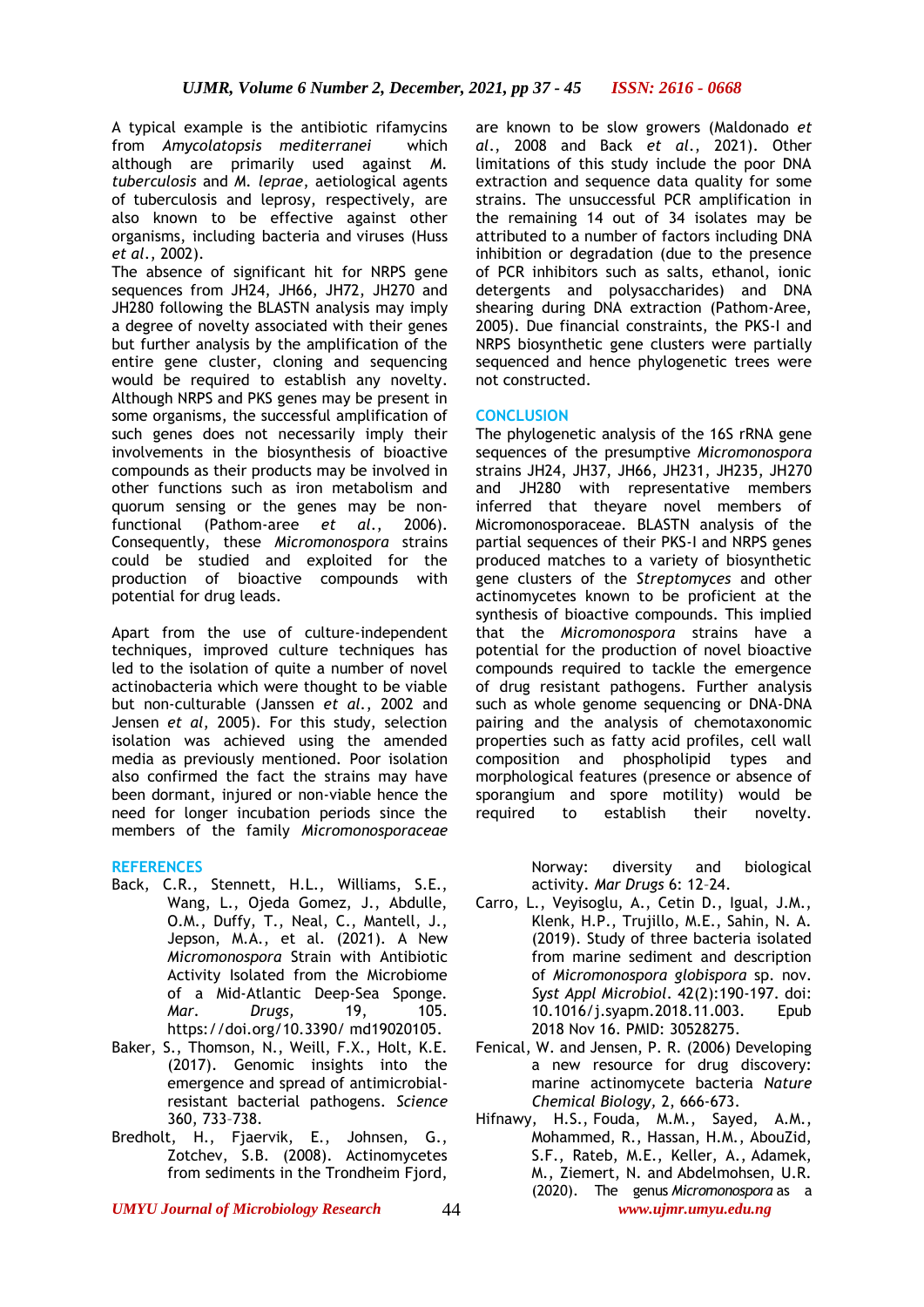A typical example is the antibiotic rifamycins from *Amycolatopsis mediterranei* which although are primarily used against *M. tuberculosis* and *M. leprae*, aetiological agents of tuberculosis and leprosy, respectively, are also known to be effective against other organisms, including bacteria and viruses (Huss *et al.*, 2002).

The absence of significant hit for NRPS gene sequences from JH24, JH66, JH72, JH270 and JH280 following the BLASTN analysis may imply a degree of novelty associated with their genes but further analysis by the amplification of the entire gene cluster, cloning and sequencing would be required to establish any novelty. Although NRPS and PKS genes may be present in some organisms, the successful amplification of such genes does not necessarily imply their involvements in the biosynthesis of bioactive compounds as their products may be involved in other functions such as iron metabolism and quorum sensing or the genes may be non-functional (Pathom-aree *et al.*, 2006). Consequently, these *Micromonospora* strains could be studied and exploited for the production of bioactive compounds with potential for drug leads.

Apart from the use of culture-independent techniques, improved culture techniques has led to the isolation of quite a number of novel actinobacteria which were thought to be viable but non-culturable (Janssen *et al.*, 2002 and Jensen *et al*, 2005). For this study, selection isolation was achieved using the amended media as previously mentioned. Poor isolation also confirmed the fact the strains may have been dormant, injured or non-viable hence the need for longer incubation periods since the members of the family *Micromonosporaceae* are known to be slow growers (Maldonado *et al.*, 2008 and Back *et al.*, 2021). Other limitations of this study include the poor DNA extraction and sequence data quality for some strains. The unsuccessful PCR amplification in the remaining 14 out of 34 isolates may be attributed to a number of factors including DNA inhibition or degradation (due to the presence of PCR inhibitors such as salts, ethanol, ionic detergents and polysaccharides) and DNA shearing during DNA extraction (Pathom-Aree, 2005). Due financial constraints, the PKS-I and NRPS biosynthetic gene clusters were partially sequenced and hence phylogenetic trees were not constructed.

## CONCLUSION

The phylogenetic analysis of the 16S rRNA gene sequences of the presumptive *Micromonospora* strains JH24, JH37, JH66, JH231, JH235, JH270 and JH280 with representative members inferred that theyare novel members of Micromonosporaceae. BLASTN analysis of the partial sequences of their PKS-I and NRPS genes produced matches to a variety of biosynthetic gene clusters of the *Streptomyces* and other actinomycetes known to be proficient at the synthesis of bioactive compounds. This implied that the *Micromonospora* strains have a potential for the production of novel bioactive compounds required to tackle the emergence of drug resistant pathogens. Further analysis such as whole genome sequencing or DNA-DNA pairing and the analysis of chemotaxonomic properties such as fatty acid profiles, cell wall composition and phospholipid types and morphological features (presence or absence of sporangium and spore motility) would be required to establish their novelty.

## REFERENCES

Back, C.R., Stennett, H.L., Williams, S.E., Wang, L., Ojeda Gomez, J., Abdulle, O.M., Duffy, T., Neal, C., Mantell, J., Jepson, M.A., et al. (2021). A New *Micromonospora* Strain with Antibiotic Activity Isolated from the Microbiome of a Mid-Atlantic Deep-Sea Sponge. *Mar. Drugs,* 19, 105. https://doi.org/10.3390/ md19020105.

Baker, S., Thomson, N., Weill, F.X., Holt, K.E. (2017). Genomic insights into the emergence and spread of antimicrobial-resistant bacterial pathogens. *Science* 360, 733–738.

Bredholt, H., Fjaervik, E., Johnsen, G., Zotchev, S.B. (2008). Actinomycetes from sediments in the Trondheim Fjord, Norway: diversity and biological activity. *Mar Drugs* 6: 12–24.

Carro, L., Veyisoglu, A., Cetin D., Igual, J.M., Klenk, H.P., Trujillo, M.E., Sahin, N. A. (2019). Study of three bacteria isolated from marine sediment and description of *Micromonospora globispora* sp. nov. *Syst Appl Microbiol*. 42(2):190-197. doi: 10.1016/j.syapm.2018.11.003. Epub 2018 Nov 16. PMID: 30528275.

Fenical, W. and Jensen, P. R. (2006) Developing a new resource for drug discovery: marine actinomycete bacteria *Nature Chemical Biology,* 2, 666-673.

Hifnawy, H.S., Fouda, M.M., Sayed, A.M., Mohammed, R., Hassan, H.M., AbouZid, S.F., Rateb, M.E., Keller, A., Adamek, M., Ziemert, N. and Abdelmohsen, U.R. (2020). The genus *Micromonospora* as a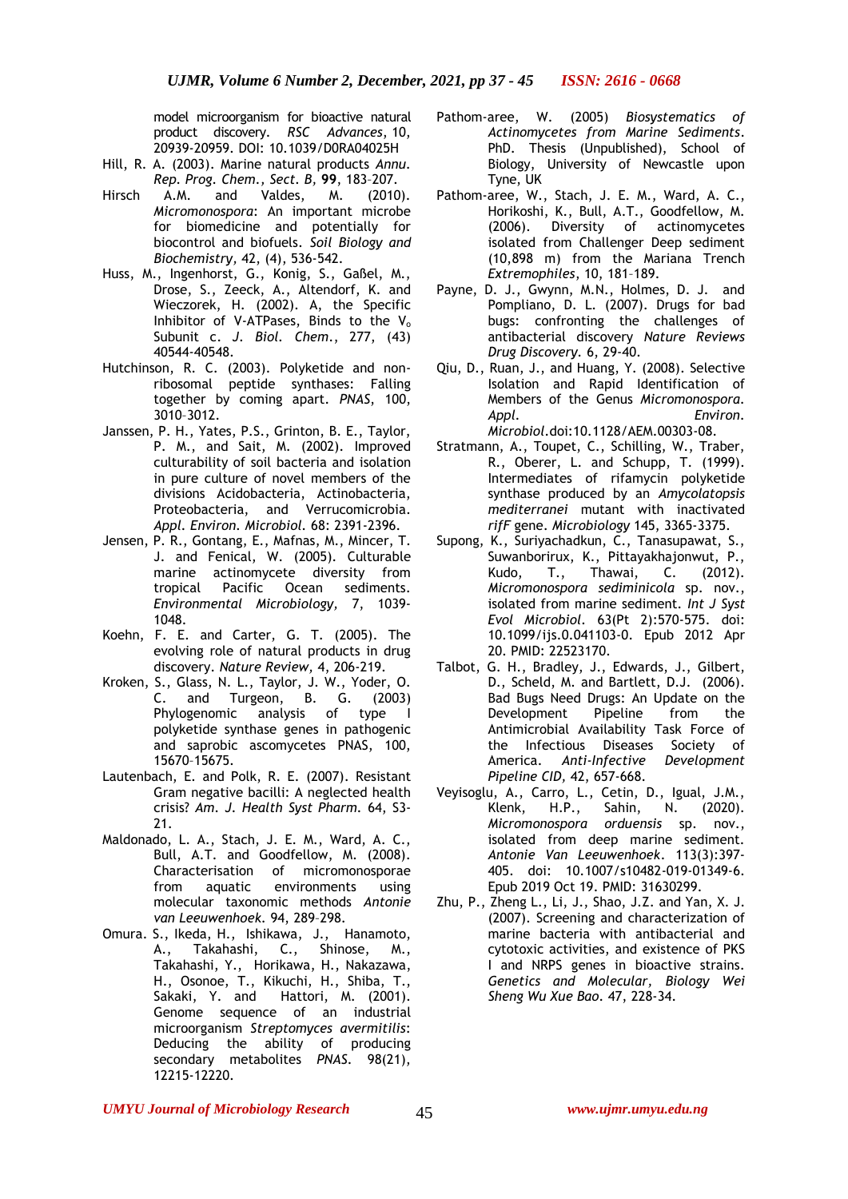model microorganism for bioactive natural product discovery. *RSC Advances*, 10, 20939-20959. DOI: 10.1039/D0RA04025H

Hill, R. A. (2003). Marine natural products *Annu. Rep. Prog. Chem., Sect. B*, **99**, 183–207.

Hirsch A.M. and Valdes, M. (2010). *Micromonospora*: An important microbe for biomedicine and potentially for biocontrol and biofuels. *Soil Biology and Biochemistry*, 42, (4), 536-542.

Huss, M., Ingenhorst, G., Konig, S., Gaßel, M., Drose, S., Zeeck, A., Altendorf, K. and Wieczorek, H. (2002). A, the Specific Inhibitor of V-ATPases, Binds to the $V_o$ Subunit c. *J. Biol. Chem.*, 277, (43) 40544-40548.

Hutchinson, R. C. (2003). Polyketide and non-ribosomal peptide synthases: Falling together by coming apart. *PNAS*, 100, 3010–3012.

Janssen, P. H., Yates, P.S., Grinton, B. E., Taylor, P. M., and Sait, M. (2002). Improved culturability of soil bacteria and isolation in pure culture of novel members of the divisions Acidobacteria, Actinobacteria, Proteobacteria, and Verrucomicrobia. *Appl. Environ. Microbiol.* 68: 2391-2396.

Jensen, P. R., Gontang, E., Mafnas, M., Mincer, T. J. and Fenical, W. (2005). Culturable marine actinomycete diversity from tropical Pacific Ocean sediments. *Environmental Microbiology*, 7, 1039-1048.

Koehn, F. E. and Carter, G. T. (2005). The evolving role of natural products in drug discovery. *Nature Review*, 4, 206-219.

Kroken, S., Glass, N. L., Taylor, J. W., Yoder, O. C. and Turgeon, B. G. (2003) Phylogenomic analysis of type I polyketide synthase genes in pathogenic and saprobic ascomycetes PNAS, 100, 15670–15675.

Lautenbach, E. and Polk, R. E. (2007). Resistant Gram negative bacilli: A neglected health crisis? *Am. J. Health Syst Pharm.* 64, S3-21.

Maldonado, L. A., Stach, J. E. M., Ward, A. C., Bull, A.T. and Goodfellow, M. (2008). Characterisation of micromonosporae from aquatic environments using molecular taxonomic methods *Antonie van Leeuwenhoek*. 94, 289–298.

Omura. S., Ikeda, H., Ishikawa, J., Hanamoto, A., Takahashi, C., Shinose, M., Takahashi, Y., Horikawa, H., Nakazawa, H., Osonoe, T., Kikuchi, H., Shiba, T., Sakaki, Y. and Hattori, M. (2001). Genome sequence of an industrial microorganism *Streptomyces avermitilis*: Deducing the ability of producing secondary metabolites *PNAS*. 98(21), 12215-12220.

Pathom-aree, W. (2005) *Biosystematics of Actinomycetes from Marine Sediments*. PhD. Thesis (Unpublished), School of Biology, University of Newcastle upon Tyne, UK

Pathom-aree, W., Stach, J. E. M., Ward, A. C., Horikoshi, K., Bull, A.T., Goodfellow, M. (2006). Diversity of actinomycetes isolated from Challenger Deep sediment (10,898 m) from the Mariana Trench *Extremophiles*, 10, 181–189.

Payne, D. J., Gwynn, M.N., Holmes, D. J. and Pompliano, D. L. (2007). Drugs for bad bugs: confronting the challenges of antibacterial discovery *Nature Reviews Drug Discovery*. 6, 29-40.

Qiu, D., Ruan, J., and Huang, Y. (2008). Selective Isolation and Rapid Identification of Members of the Genus *Micromonospora*. *Appl. Environ. Microbiol*.doi:10.1128/AEM.00303-08.

Stratmann, A., Toupet, C., Schilling, W., Traber, R., Oberer, L. and Schupp, T. (1999). Intermediates of rifamycin polyketide synthase produced by an *Amycolatopsis mediterranei* mutant with inactivated *rifF* gene. *Microbiology* 145, 3365-3375.

Supong, K., Suriyachadkun, C., Tanasupawat, S., Suwanborirux, K., Pittayakhajonwut, P., Kudo, T., Thawai, C. (2012). *Micromonospora sediminicola* sp. nov., isolated from marine sediment. *Int J Syst Evol Microbiol*. 63(Pt 2):570-575. doi: 10.1099/ijs.0.041103-0. Epub 2012 Apr 20. PMID: 22523170.

Talbot, G. H., Bradley, J., Edwards, J., Gilbert, D., Scheld, M. and Bartlett, D.J. (2006). Bad Bugs Need Drugs: An Update on the Development Pipeline from the Antimicrobial Availability Task Force of the Infectious Diseases Society of America. *Anti-Infective Development Pipeline CID*, 42, 657-668.

Veyisoglu, A., Carro, L., Cetin, D., Igual, J.M., Klenk, H.P., Sahin, N. (2020). *Micromonospora orduensis* sp. nov., isolated from deep marine sediment. *Antonie Van Leeuwenhoek*. 113(3):397-405. doi: 10.1007/s10482-019-01349-6. Epub 2019 Oct 19. PMID: 31630299.

Zhu, P., Zheng L., Li, J., Shao, J.Z. and Yan, X. J. (2007). Screening and characterization of marine bacteria with antibacterial and cytotoxic activities, and existence of PKS I and NRPS genes in bioactive strains. *Genetics and Molecular, Biology Wei Sheng Wu Xue Bao*. 47, 228-34.